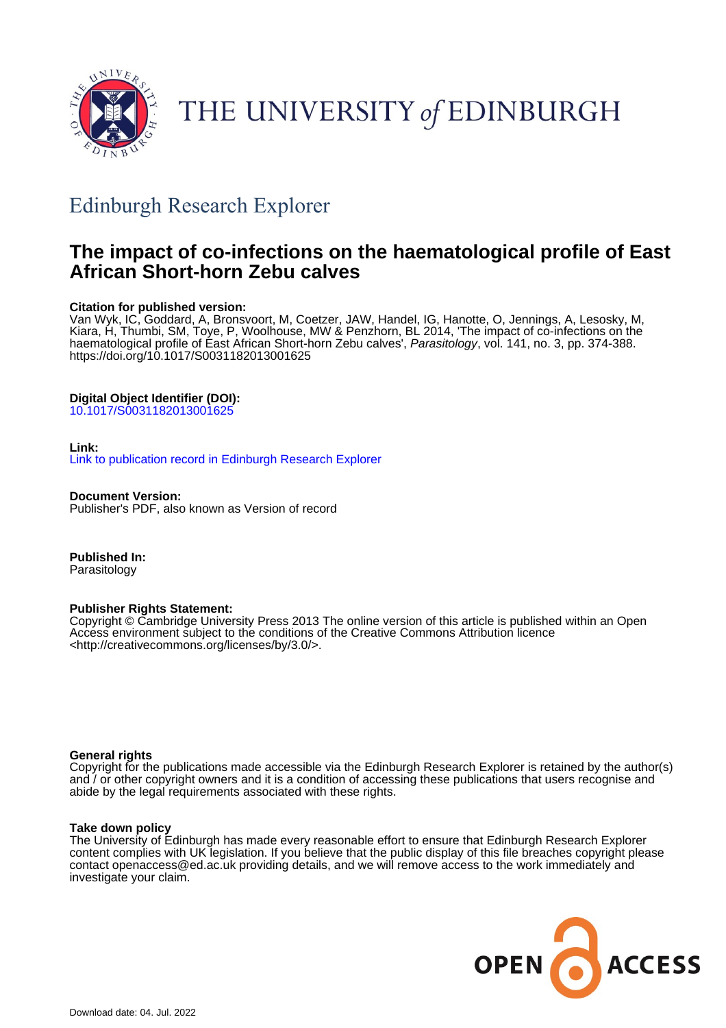THE UNIVERSITY *of* EDINBURGH

## Edinburgh Research Explorer

# The impact of co-infections on the haematological profile of East African Short-horn Zebu calves

**Citation for published version:**
Van Wyk, IC, Goddard, A, Bronsvoort, M, Coetzer, JAW, Handel, IG, Hanotte, O, Jennings, A, Lesosky, M, Kiara, H, Thumbi, SM, Toye, P, Woolhouse, MW & Penzhorn, BL 2014, 'The impact of co-infections on the haematological profile of East African Short-horn Zebu calves', *Parasitology*, vol. 141, no. 3, pp. 374-388. https://doi.org/10.1017/S0031182013001625

**Digital Object Identifier (DOI):**
10.1017/S0031182013001625

**Link:**
Link to publication record in Edinburgh Research Explorer

**Document Version:**
Publisher's PDF, also known as Version of record

**Published In:**
Parasitology

**Publisher Rights Statement:**
Copyright © Cambridge University Press 2013 The online version of this article is published within an Open Access environment subject to the conditions of the Creative Commons Attribution licence <http://creativecommons.org/licenses/by/3.0/>.

**General rights**
Copyright for the publications made accessible via the Edinburgh Research Explorer is retained by the author(s) and / or other copyright owners and it is a condition of accessing these publications that users recognise and abide by the legal requirements associated with these rights.

**Take down policy**
The University of Edinburgh has made every reasonable effort to ensure that Edinburgh Research Explorer content complies with UK legislation. If you believe that the public display of this file breaches copyright please contact openaccess@ed.ac.uk providing details, and we will remove access to the work immediately and investigate your claim.

OPEN ACCESS

Download date: 04. Jul. 2022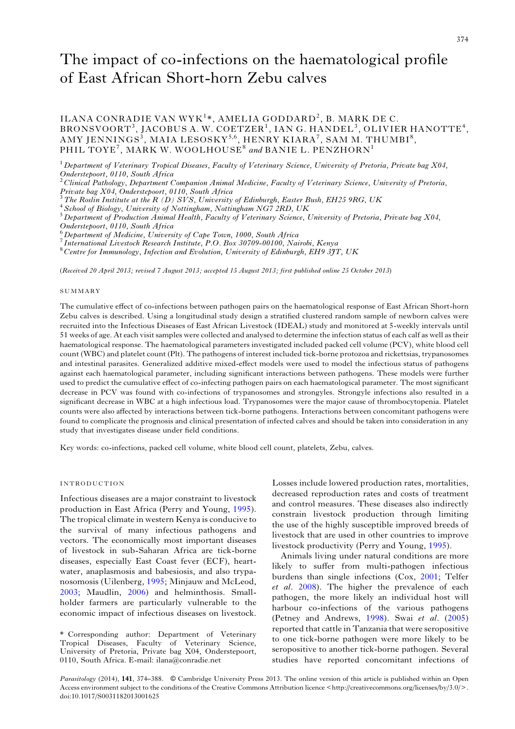# The impact of co-infections on the haematological profile of East African Short-horn Zebu calves

ILANA CONRADIE VAN WYK[1]*, AMELIA GODDARD[2], B. MARK DE C. BRONSVOORT[3], JACOBUS A. W. COETZER[1], IAN G. HANDEL[3], OLIVIER HANOTTE[4], AMY JENNINGS[3], MAIA LESOSKY[5,6], HENRY KIARA[7], SAM M. THUMBI[8], PHIL TOYE[7], MARK W. WOOLHOUSE[8] *and* BANIE L. PENZHORN[1]

[1] *Department of Veterinary Tropical Diseases, Faculty of Veterinary Science, University of Pretoria, Private bag X04, Onderstepoort, 0110, South Africa*
[2] *Clinical Pathology, Department Companion Animal Medicine, Faculty of Veterinary Science, University of Pretoria, Private bag X04, Onderstepoort, 0110, South Africa*
[3] *The Roslin Institute at the R (D) SVS, University of Edinburgh, Easter Bush, EH25 9RG, UK*
[4] *School of Biology, University of Nottingham, Nottingham NG7 2RD, UK*
[5] *Department of Production Animal Health, Faculty of Veterinary Science, University of Pretoria, Private bag X04, Onderstepoort, 0110, South Africa*
[6] *Department of Medicine, University of Cape Town, 1000, South Africa*
[7] *International Livestock Research Institute, P.O. Box 30709-00100, Nairobi, Kenya*
[8] *Centre for Immunology, Infection and Evolution, University of Edinburgh, EH9 3JT, UK*

(*Received 20 April 2013; revised 7 August 2013; accepted 15 August 2013; first published online 25 October 2013*)

## SUMMARY

The cumulative effect of co-infections between pathogen pairs on the haematological response of East African Short-horn Zebu calves is described. Using a longitudinal study design a stratified clustered random sample of newborn calves were recruited into the Infectious Diseases of East African Livestock (IDEAL) study and monitored at 5-weekly intervals until 51 weeks of age. At each visit samples were collected and analysed to determine the infection status of each calf as well as their haematological response. The haematological parameters investigated included packed cell volume (PCV), white blood cell count (WBC) and platelet count (Plt). The pathogens of interest included tick-borne protozoa and rickettsias, trypanosomes and intestinal parasites. Generalized additive mixed-effect models were used to model the infectious status of pathogens against each haematological parameter, including significant interactions between pathogens. These models were further used to predict the cumulative effect of co-infecting pathogen pairs on each haematological parameter. The most significant decrease in PCV was found with co-infections of trypanosomes and strongyles. Strongyle infections also resulted in a significant decrease in WBC at a high infectious load. Trypanosomes were the major cause of thrombocytopenia. Platelet counts were also affected by interactions between tick-borne pathogens. Interactions between concomitant pathogens were found to complicate the prognosis and clinical presentation of infected calves and should be taken into consideration in any study that investigates disease under field conditions.

Key words: co-infections, packed cell volume, white blood cell count, platelets, Zebu, calves.

## INTRODUCTION

Infectious diseases are a major constraint to livestock production in East Africa (Perry and Young, 1995). The tropical climate in western Kenya is conducive to the survival of many infectious pathogens and vectors. The economically most important diseases of livestock in sub-Saharan Africa are tick-borne diseases, especially East Coast fever (ECF), heartwater, anaplasmosis and babesiosis, and also trypanosomosis (Uilenberg, 1995; Minjauw and McLeod, 2003; Maudlin, 2006) and helminthosis. Smallholder farmers are particularly vulnerable to the economic impact of infectious diseases on livestock. Losses include lowered production rates, mortalities, decreased reproduction rates and costs of treatment and control measures. These diseases also indirectly constrain livestock production through limiting the use of the highly susceptible improved breeds of livestock that are used in other countries to improve livestock productivity (Perry and Young, 1995).

Animals living under natural conditions are more likely to suffer from multi-pathogen infectious burdens than single infections (Cox, 2001; Telfer *et al*. 2008). The higher the prevalence of each pathogen, the more likely an individual host will harbour co-infections of the various pathogens (Petney and Andrews, 1998). Swai *et al*. (2005) reported that cattle in Tanzania that were seropositive to one tick-borne pathogen were more likely to be seropositive to another tick-borne pathogen. Several studies have reported concomitant infections of

\* Corresponding author: Department of Veterinary Tropical Diseases, Faculty of Veterinary Science, University of Pretoria, Private bag X04, Onderstepoort, 0110, South Africa. E-mail: ilana@conradie.net

*Parasitology* (2014), **141**, 374–388. © Cambridge University Press 2013. The online version of this article is published within an Open Access environment subject to the conditions of the Creative Commons Attribution licence <http://creativecommons.org/licenses/by/3.0/>. doi:10.1017/S0031182013001625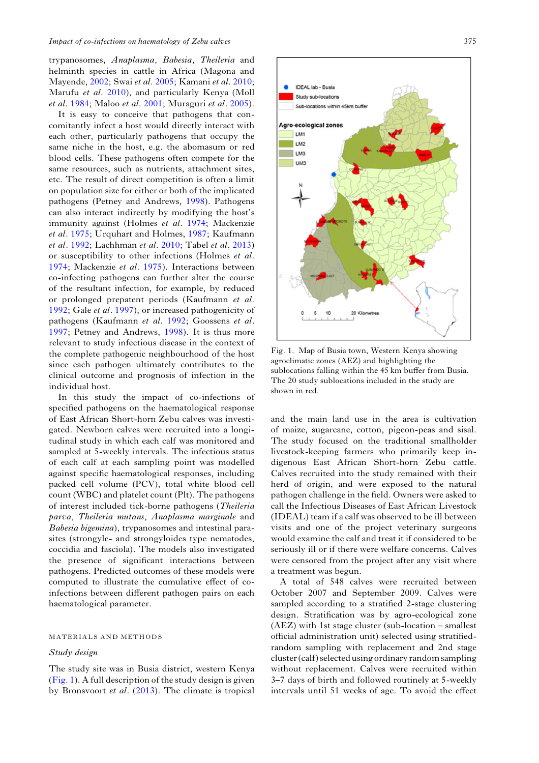trypanosomes, *Anaplasma, Babesia, Theileria* and helminth species in cattle in Africa (Magona and Mayende, 2002; Swai *et al*. 2005; Kamani *et al*. 2010; Marufu *et al*. 2010), and particularly Kenya (Moll *et al*. 1984; Maloo *et al*. 2001; Muraguri *et al*. 2005).

It is easy to conceive that pathogens that concomitantly infect a host would directly interact with each other, particularly pathogens that occupy the same niche in the host, e.g. the abomasum or red blood cells. These pathogens often compete for the same resources, such as nutrients, attachment sites, etc. The result of direct competition is often a limit on population size for either or both of the implicated pathogens (Petney and Andrews, 1998). Pathogens can also interact indirectly by modifying the host's immunity against (Holmes *et al*. 1974; Mackenzie *et al*. 1975; Urquhart and Holmes, 1987; Kaufmann *et al*. 1992; Lachhman *et al*. 2010; Tabel *et al*. 2013) or susceptibility to other infections (Holmes *et al*. 1974; Mackenzie *et al*. 1975). Interactions between co-infecting pathogens can further alter the course of the resultant infection, for example, by reduced or prolonged prepatent periods (Kaufmann *et al*. 1992; Gale *et al*. 1997), or increased pathogenicity of pathogens (Kaufmann *et al*. 1992; Goossens *et al*. 1997; Petney and Andrews, 1998). It is thus more relevant to study infectious disease in the context of the complete pathogenic neighbourhood of the host since each pathogen ultimately contributes to the clinical outcome and prognosis of infection in the individual host.

In this study the impact of co-infections of specified pathogens on the haematological response of East African Short-horn Zebu calves was investigated. Newborn calves were recruited into a longitudinal study in which each calf was monitored and sampled at 5-weekly intervals. The infectious status of each calf at each sampling point was modelled against specific haematological responses, including packed cell volume (PCV), total white blood cell count (WBC) and platelet count (Plt). The pathogens of interest included tick-borne pathogens (*Theileria parva, Theileria mutans, Anaplasma marginale* and *Babesia bigemina*), trypanosomes and intestinal parasites (strongyle- and strongyloides type nematodes, coccidia and fasciola). The models also investigated the presence of significant interactions between pathogens. Predicted outcomes of these models were computed to illustrate the cumulative effect of co-infections between different pathogen pairs on each haematological parameter.

## MATERIALS AND METHODS

### Study design

The study site was in Busia district, western Kenya (Fig. 1). A full description of the study design is given by Bronsvoort *et al*. (2013). The climate is tropical and the main land use in the area is cultivation of maize, sugarcane, cotton, pigeon-peas and sisal. The study focused on the traditional smallholder livestock-keeping farmers who primarily keep indigenous East African Short-horn Zebu cattle. Calves recruited into the study remained with their herd of origin, and were exposed to the natural pathogen challenge in the field. Owners were asked to call the Infectious Diseases of East African Livestock (IDEAL) team if a calf was observed to be ill between visits and one of the project veterinary surgeons would examine the calf and treat it if considered to be seriously ill or if there were welfare concerns. Calves were censored from the project after any visit where a treatment was begun.

Fig. 1. Map of Busia town, Western Kenya showing agroclimatic zones (AEZ) and highlighting the sublocations falling within the 45 km buffer from Busia. The 20 study sublocations included in the study are shown in red.

A total of 548 calves were recruited between October 2007 and September 2009. Calves were sampled according to a stratified 2-stage clustering design. Stratification was by agro-ecological zone (AEZ) with 1st stage cluster (sub-location – smallest official administration unit) selected using stratified-random sampling with replacement and 2nd stage cluster (calf) selected using ordinary random sampling without replacement. Calves were recruited within 3–7 days of birth and followed routinely at 5-weekly intervals until 51 weeks of age. To avoid the effect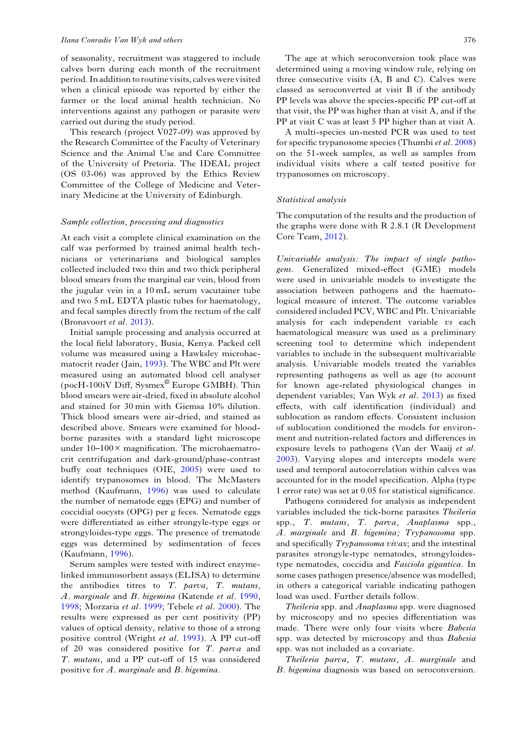of seasonality, recruitment was staggered to include calves born during each month of the recruitment period. In addition to routine visits, calves were visited when a clinical episode was reported by either the farmer or the local animal health technician. No interventions against any pathogen or parasite were carried out during the study period.

This research (project V027-09) was approved by the Research Committee of the Faculty of Veterinary Science and the Animal Use and Care Committee of the University of Pretoria. The IDEAL project (OS 03-06) was approved by the Ethics Review Committee of the College of Medicine and Veterinary Medicine at the University of Edinburgh.

### *Sample collection, processing and diagnostics*

At each visit a complete clinical examination on the calf was performed by trained animal health technicians or veterinarians and biological samples collected included two thin and two thick peripheral blood smears from the marginal ear vein, blood from the jugular vein in a 10 mL serum vacutainer tube and two 5 mL EDTA plastic tubes for haematology, and fecal samples directly from the rectum of the calf (Bronsvoort *et al*. 2013).

Initial sample processing and analysis occurred at the local field laboratory, Busia, Kenya. Packed cell volume was measured using a Hawksley microhaematocrit reader (Jain, 1993). The WBC and Plt were measured using an automated blood cell analyser (pocH-100iV Diff, Sysmex© Europe GMBH). Thin blood smears were air-dried, fixed in absolute alcohol and stained for 30 min with Giemsa 10% dilution. Thick blood smears were air-dried, and stained as described above. Smears were examined for blood-borne parasites with a standard light microscope under 10–100× magnification. The microhaematrocrit centrifugation and dark-ground/phase-contrast buffy coat techniques (OIE, 2005) were used to identify trypanosomes in blood. The McMasters method (Kaufmann, 1996) was used to calculate the number of nematode eggs (EPG) and number of coccidial oocysts (OPG) per g feces. Nematode eggs were differentiated as either strongyle-type eggs or strongyloides-type eggs. The presence of trematode eggs was determined by sedimentation of feces (Kaufmann, 1996).

Serum samples were tested with indirect enzyme-linked immunosorbent assays (ELISA) to determine the antibodies titres to *T. parva, T. mutans, A. marginale* and *B. bigemina* (Katende *et al*. 1990, 1998; Morzaria *et al*. 1999; Tebele *et al*. 2000). The results were expressed as per cent positivity (PP) values of optical density, relative to those of a strong positive control (Wright *et al*. 1993). A PP cut-off of 20 was considered positive for *T. parva* and *T. mutans*, and a PP cut-off of 15 was considered positive for *A. marginale* and *B. bigemina*.

The age at which seroconversion took place was determined using a moving window rule, relying on three consecutive visits (A, B and C). Calves were classed as seroconverted at visit B if the antibody PP levels was above the species-specific PP cut-off at that visit, the PP was higher than at visit A, and if the PP at visit C was at least 5 PP higher than at visit A.

A multi-species un-nested PCR was used to test for specific trypanosome species (Thumbi *et al*. 2008) on the 51-week samples, as well as samples from individual visits where a calf tested positive for trypanosomes on microscopy.

### *Statistical analysis*

The computation of the results and the production of the graphs were done with R 2.8.1 (R Development Core Team, 2012).

*Univariable analysis: The impact of single pathogens*. Generalized mixed-effect (GME) models were used in univariable models to investigate the association between pathogens and the haematological measure of interest. The outcome variables considered included PCV, WBC and Plt. Univariable analysis for each independent variable *vs* each haematological measure was used as a preliminary screening tool to determine which independent variables to include in the subsequent multivariable analysis. Univariable models treated the variables representing pathogens as well as age (to account for known age-related physiological changes in dependent variables; Van Wyk *et al*. 2013) as fixed effects, with calf identification (individual) and sublocation as random effects. Consistent inclusion of sublocation conditioned the models for environment and nutrition-related factors and differences in exposure levels to pathogens (Van der Waaij *et al*. 2003). Varying slopes and intercepts models were used and temporal autocorrelation within calves was accounted for in the model specification. Alpha (type 1 error rate) was set at 0.05 for statistical significance.

Pathogens considered for analysis as independent variables included the tick-borne parasites *Theileria* spp., *T. mutans, T. parva, Anaplasma* spp., *A. marginale* and *B. bigemina; Trypanosoma* spp. and specifically *Trypanosoma vivax*; and the intestinal parasites strongyle-type nematodes, strongyloides-type nematodes, coccidia and *Fasciola gigantica*. In some cases pathogen presence/absence was modelled; in others a categorical variable indicating pathogen load was used. Further details follow.

*Theileria* spp. and *Anaplasma* spp. were diagnosed by microscopy and no species differentiation was made. There were only four visits where *Babesia* spp. was detected by microscopy and thus *Babesia* spp. was not included as a covariate.

*Theileria parva, T. mutans, A. marginale* and *B. bigemina* diagnosis was based on seroconversion.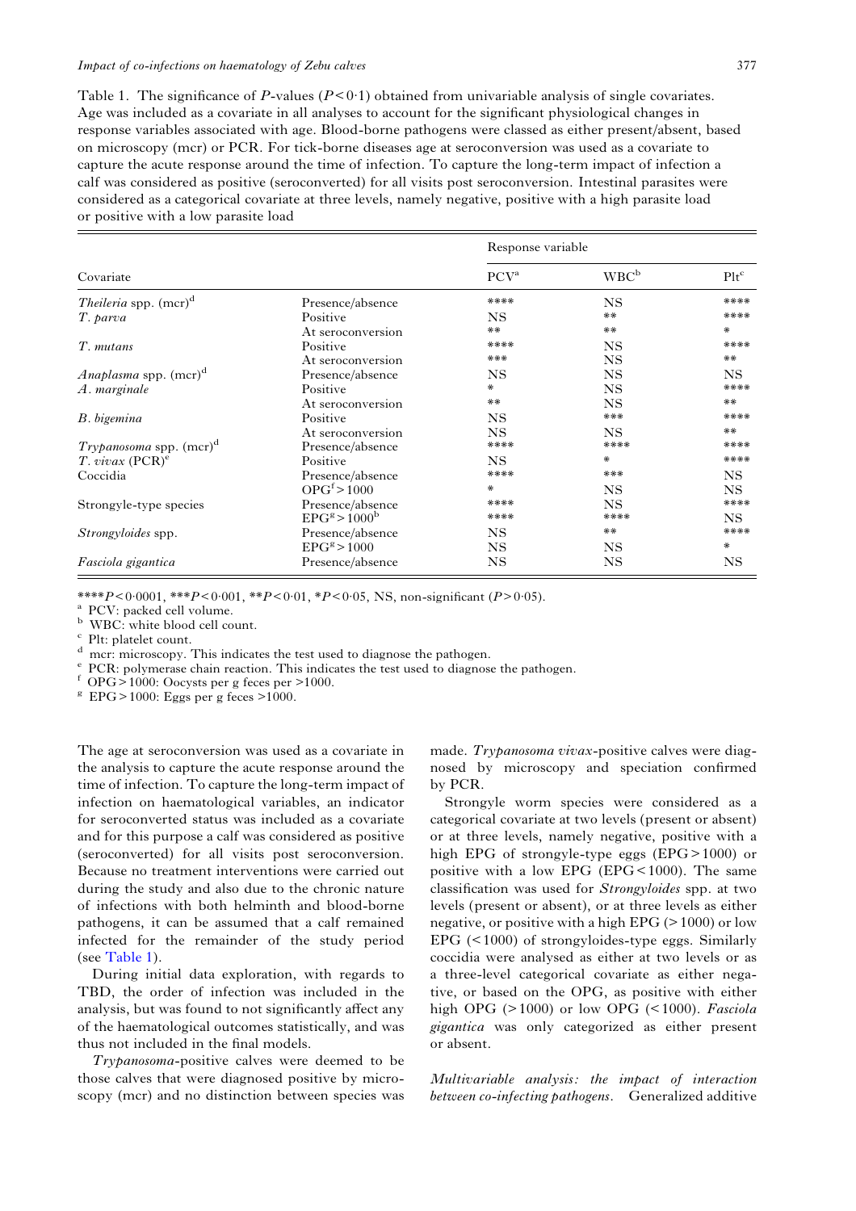Table 1. The significance of *P*-values ($P < 0{\cdot}1$) obtained from univariable analysis of single covariates. Age was included as a covariate in all analyses to account for the significant physiological changes in response variables associated with age. Blood-borne pathogens were classed as either present/absent, based on microscopy (mcr) or PCR. For tick-borne diseases age at seroconversion was used as a covariate to capture the acute response around the time of infection. To capture the long-term impact of infection a calf was considered as positive (seroconverted) for all visits post seroconversion. Intestinal parasites were considered as a categorical covariate at three levels, namely negative, positive with a high parasite load or positive with a low parasite load

| Covariate | | Response variable | | |
|---|---|---|---|---|
| | | PCV[a] | WBC[b] | Plt[c] |
| *Theileria* spp. (mcr)[d] | Presence/absence | **** | NS | **** |
| *T. parva* | Positive | NS | ** | **** |
| | At seroconversion | ** | ** | * |
| *T. mutans* | Positive | **** | NS | **** |
| | At seroconversion | *** | NS | ** |
| *Anaplasma* spp. (mcr)[d] | Presence/absence | NS | NS | NS |
| *A. marginale* | Positive | * | NS | **** |
| | At seroconversion | ** | NS | ** |
| *B. bigemina* | Positive | NS | *** | **** |
| | At seroconversion | NS | NS | ** |
| *Trypanosoma* spp. (mcr)[d] | Presence/absence | **** | **** | **** |
| *T. vivax* (PCR)[e] | Positive | NS | * | **** |
| Coccidia | Presence/absence | **** | *** | NS |
| | OPG[f] > 1000 | * | NS | NS |
| Strongyle-type species | Presence/absence | **** | NS | **** |
| | EPG[g] > 1000[b] | **** | **** | NS |
| *Strongyloides* spp. | Presence/absence | NS | ** | **** |
| | EPG[g] > 1000 | NS | NS | * |
| *Fasciola gigantica* | Presence/absence | NS | NS | NS |

****$P < 0{\cdot}0001$, ***$P < 0{\cdot}001$, **$P < 0{\cdot}01$, *$P < 0{\cdot}05$, NS, non-significant ($P > 0{\cdot}05$).

[a] PCV: packed cell volume.
[b] WBC: white blood cell count.
[c] Plt: platelet count.
[d] mcr: microscopy. This indicates the test used to diagnose the pathogen.
[e] PCR: polymerase chain reaction. This indicates the test used to diagnose the pathogen.
[f] OPG > 1000: Oocysts per g feces per >1000.
[g] EPG > 1000: Eggs per g feces >1000.

The age at seroconversion was used as a covariate in the analysis to capture the acute response around the time of infection. To capture the long-term impact of infection on haematological variables, an indicator for seroconverted status was included as a covariate and for this purpose a calf was considered as positive (seroconverted) for all visits post seroconversion. Because no treatment interventions were carried out during the study and also due to the chronic nature of infections with both helminth and blood-borne pathogens, it can be assumed that a calf remained infected for the remainder of the study period (see Table 1).

During initial data exploration, with regards to TBD, the order of infection was included in the analysis, but was found to not significantly affect any of the haematological outcomes statistically, and was thus not included in the final models.

*Trypanosoma*-positive calves were deemed to be those calves that were diagnosed positive by microscopy (mcr) and no distinction between species was made. *Trypanosoma vivax*-positive calves were diagnosed by microscopy and speciation confirmed by PCR.

Strongyle worm species were considered as a categorical covariate at two levels (present or absent) or at three levels, namely negative, positive with a high EPG of strongyle-type eggs (EPG > 1000) or positive with a low EPG (EPG < 1000). The same classification was used for *Strongyloides* spp. at two levels (present or absent), or at three levels as either negative, or positive with a high EPG (> 1000) or low EPG (< 1000) of strongyloides-type eggs. Similarly coccidia were analysed as either at two levels or as a three-level categorical covariate as either negative, or based on the OPG, as positive with either high OPG (> 1000) or low OPG (< 1000). *Fasciola gigantica* was only categorized as either present or absent.

*Multivariable analysis: the impact of interaction between co-infecting pathogens.* Generalized additive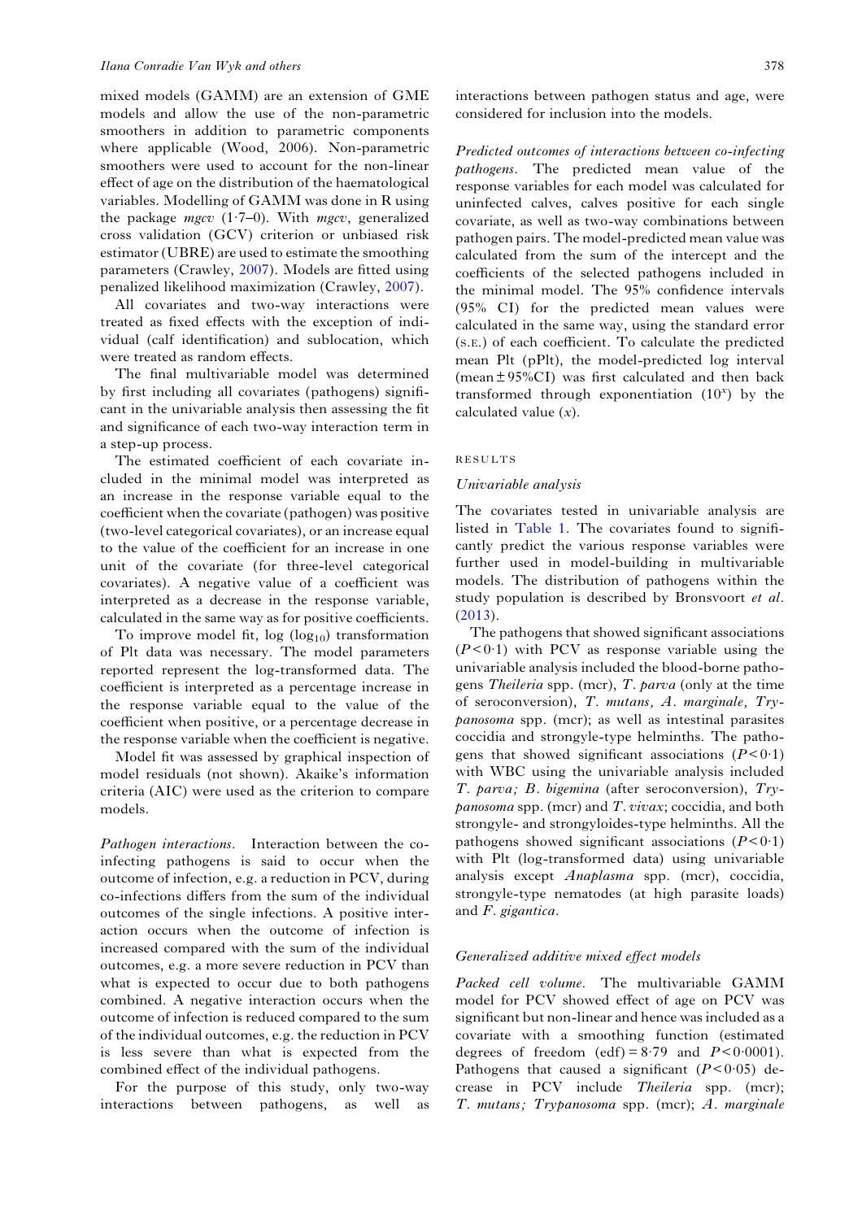mixed models (GAMM) are an extension of GME models and allow the use of the non-parametric smoothers in addition to parametric components where applicable (Wood, 2006). Non-parametric smoothers were used to account for the non-linear effect of age on the distribution of the haematological variables. Modelling of GAMM was done in R using the package *mgcv* (1·7–0). With *mgcv*, generalized cross validation (GCV) criterion or unbiased risk estimator (UBRE) are used to estimate the smoothing parameters (Crawley, 2007). Models are fitted using penalized likelihood maximization (Crawley, 2007).

All covariates and two-way interactions were treated as fixed effects with the exception of individual (calf identification) and sublocation, which were treated as random effects.

The final multivariable model was determined by first including all covariates (pathogens) significant in the univariable analysis then assessing the fit and significance of each two-way interaction term in a step-up process.

The estimated coefficient of each covariate included in the minimal model was interpreted as an increase in the response variable equal to the coefficient when the covariate (pathogen) was positive (two-level categorical covariates), or an increase equal to the value of the coefficient for an increase in one unit of the covariate (for three-level categorical covariates). A negative value of a coefficient was interpreted as a decrease in the response variable, calculated in the same way as for positive coefficients.

To improve model fit, log ($\log_{10}$) transformation of Plt data was necessary. The model parameters reported represent the log-transformed data. The coefficient is interpreted as a percentage increase in the response variable equal to the value of the coefficient when positive, or a percentage decrease in the response variable when the coefficient is negative.

Model fit was assessed by graphical inspection of model residuals (not shown). Akaike's information criteria (AIC) were used as the criterion to compare models.

*Pathogen interactions.* Interaction between the co-infecting pathogens is said to occur when the outcome of infection, e.g. a reduction in PCV, during co-infections differs from the sum of the individual outcomes of the single infections. A positive interaction occurs when the outcome of infection is increased compared with the sum of the individual outcomes, e.g. a more severe reduction in PCV than what is expected to occur due to both pathogens combined. A negative interaction occurs when the outcome of infection is reduced compared to the sum of the individual outcomes, e.g. the reduction in PCV is less severe than what is expected from the combined effect of the individual pathogens.

For the purpose of this study, only two-way interactions between pathogens, as well as interactions between pathogen status and age, were considered for inclusion into the models.

*Predicted outcomes of interactions between co-infecting pathogens.* The predicted mean value of the response variables for each model was calculated for uninfected calves, calves positive for each single covariate, as well as two-way combinations between pathogen pairs. The model-predicted mean value was calculated from the sum of the intercept and the coefficients of the selected pathogens included in the minimal model. The 95% confidence intervals (95% CI) for the predicted mean values were calculated in the same way, using the standard error (S.E.) of each coefficient. To calculate the predicted mean Plt (pPlt), the model-predicted log interval (mean ± 95%CI) was first calculated and then back transformed through exponentiation ($10^x$) by the calculated value ($x$).

## RESULTS

### Univariable analysis

The covariates tested in univariable analysis are listed in Table 1. The covariates found to significantly predict the various response variables were further used in model-building in multivariable models. The distribution of pathogens within the study population is described by Bronsvoort *et al.* (2013).

The pathogens that showed significant associations ($P<0{\cdot}1$) with PCV as response variable using the univariable analysis included the blood-borne pathogens *Theileria* spp. (mcr), *T. parva* (only at the time of seroconversion), *T. mutans, A. marginale, Trypanosoma* spp. (mcr); as well as intestinal parasites coccidia and strongyle-type helminths. The pathogens that showed significant associations ($P<0{\cdot}1$) with WBC using the univariable analysis included *T. parva; B. bigemina* (after seroconversion), *Trypanosoma* spp. (mcr) and *T. vivax*; coccidia, and both strongyle- and strongyloides-type helminths. All the pathogens showed significant associations ($P<0{\cdot}1$) with Plt (log-transformed data) using univariable analysis except *Anaplasma* spp. (mcr), coccidia, strongyle-type nematodes (at high parasite loads) and *F. gigantica*.

### Generalized additive mixed effect models

*Packed cell volume.* The multivariable GAMM model for PCV showed effect of age on PCV was significant but non-linear and hence was included as a covariate with a smoothing function (estimated degrees of freedom (edf) = 8·79 and $P<0{\cdot}0001$). Pathogens that caused a significant ($P<0{\cdot}05$) decrease in PCV include *Theileria* spp. (mcr); *T. mutans; Trypanosoma* spp. (mcr); *A. marginale*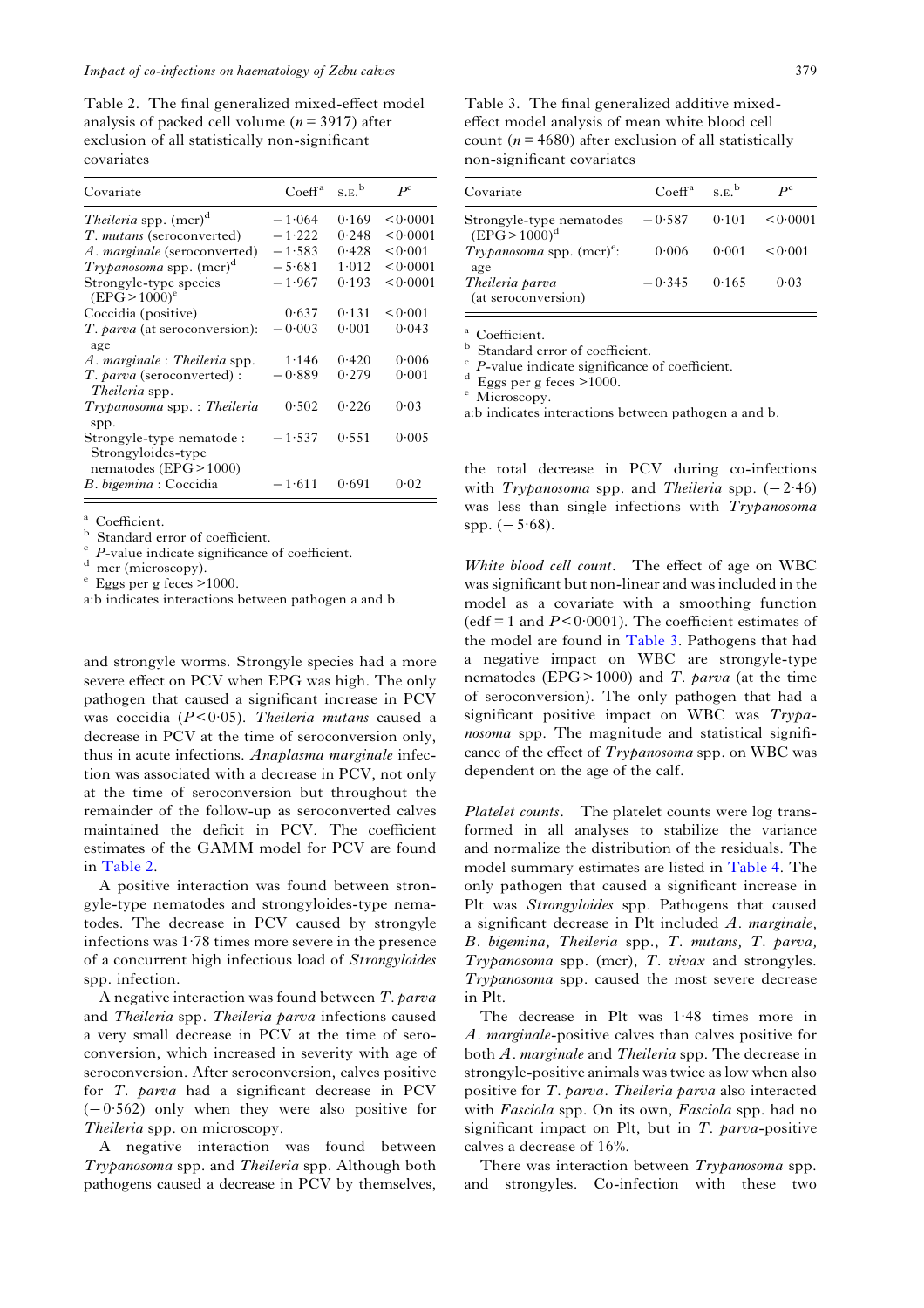Table 2. The final generalized mixed-effect model analysis of packed cell volume ($n = 3917$) after exclusion of all statistically non-significant covariates

| Covariate | Coeff[a] | S.E.[b] | $P$[c] |
|---|---|---|---|
| *Theileria* spp. (mcr)[d] | −1·064 | 0·169 | <0·0001 |
| *T. mutans* (seroconverted) | −1·222 | 0·248 | <0·0001 |
| *A. marginale* (seroconverted) | −1·583 | 0·428 | <0·001 |
| *Trypanosoma* spp. (mcr)[d] | −5·681 | 1·012 | <0·0001 |
| Strongyle-type species (EPG > 1000)[e] | −1·967 | 0·193 | <0·0001 |
| Coccidia (positive) | 0·637 | 0·131 | <0·001 |
| *T. parva* (at seroconversion): age | −0·003 | 0·001 | 0·043 |
| *A. marginale* : *Theileria* spp. | 1·146 | 0·420 | 0·006 |
| *T. parva* (seroconverted) : *Theileria* spp. | −0·889 | 0·279 | 0·001 |
| *Trypanosoma* spp. : *Theileria* spp. | 0·502 | 0·226 | 0·03 |
| Strongyle-type nematode : Strongyloides-type nematodes (EPG > 1000) | −1·537 | 0·551 | 0·005 |
| *B. bigemina* : Coccidia | −1·611 | 0·691 | 0·02 |

[a] Coefficient.
[b] Standard error of coefficient.
[c] *P*-value indicate significance of coefficient.
[d] mcr (microscopy).
[e] Eggs per g feces >1000.
a:b indicates interactions between pathogen a and b.

and strongyle worms. Strongyle species had a more severe effect on PCV when EPG was high. The only pathogen that caused a significant increase in PCV was coccidia ($P < 0·05$). *Theileria mutans* caused a decrease in PCV at the time of seroconversion only, thus in acute infections. *Anaplasma marginale* infection was associated with a decrease in PCV, not only at the time of seroconversion but throughout the remainder of the follow-up as seroconverted calves maintained the deficit in PCV. The coefficient estimates of the GAMM model for PCV are found in Table 2.

A positive interaction was found between strongyle-type nematodes and strongyloides-type nematodes. The decrease in PCV caused by strongyle infections was 1·78 times more severe in the presence of a concurrent high infectious load of *Strongyloides* spp. infection.

A negative interaction was found between *T. parva* and *Theileria* spp. *Theileria parva* infections caused a very small decrease in PCV at the time of seroconversion, which increased in severity with age of seroconversion. After seroconversion, calves positive for *T. parva* had a significant decrease in PCV (−0·562) only when they were also positive for *Theileria* spp. on microscopy.

A negative interaction was found between *Trypanosoma* spp. and *Theileria* spp. Although both pathogens caused a decrease in PCV by themselves, the total decrease in PCV during co-infections with *Trypanosoma* spp. and *Theileria* spp. (−2·46) was less than single infections with *Trypanosoma* spp. (−5·68).

Table 3. The final generalized additive mixed-effect model analysis of mean white blood cell count ($n = 4680$) after exclusion of all statistically non-significant covariates

| Covariate | Coeff[a] | S.E.[b] | $P$[c] |
|---|---|---|---|
| Strongyle-type nematodes (EPG > 1000)[d] | −0·587 | 0·101 | <0·0001 |
| *Trypanosoma* spp. (mcr)[e]: age | 0·006 | 0·001 | <0·001 |
| *Theileria parva* (at seroconversion) | −0·345 | 0·165 | 0·03 |

[a] Coefficient.
[b] Standard error of coefficient.
[c] *P*-value indicate significance of coefficient.
[d] Eggs per g feces >1000.
[e] Microscopy.
a:b indicates interactions between pathogen a and b.

*White blood cell count.* The effect of age on WBC was significant but non-linear and was included in the model as a covariate with a smoothing function (edf = 1 and $P < 0·0001$). The coefficient estimates of the model are found in Table 3. Pathogens that had a negative impact on WBC are strongyle-type nematodes (EPG > 1000) and *T. parva* (at the time of seroconversion). The only pathogen that had a significant positive impact on WBC was *Trypanosoma* spp. The magnitude and statistical significance of the effect of *Trypanosoma* spp. on WBC was dependent on the age of the calf.

*Platelet counts.* The platelet counts were log transformed in all analyses to stabilize the variance and normalize the distribution of the residuals. The model summary estimates are listed in Table 4. The only pathogen that caused a significant increase in Plt was *Strongyloides* spp. Pathogens that caused a significant decrease in Plt included *A. marginale*, *B. bigemina*, *Theileria* spp., *T. mutans*, *T. parva*, *Trypanosoma* spp. (mcr), *T. vivax* and strongyles. *Trypanosoma* spp. caused the most severe decrease in Plt.

The decrease in Plt was 1·48 times more in *A. marginale*-positive calves than calves positive for both *A. marginale* and *Theileria* spp. The decrease in strongyle-positive animals was twice as low when also positive for *T. parva*. *Theileria parva* also interacted with *Fasciola* spp. On its own, *Fasciola* spp. had no significant impact on Plt, but in *T. parva*-positive calves a decrease of 16%.

There was interaction between *Trypanosoma* spp. and strongyles. Co-infection with these two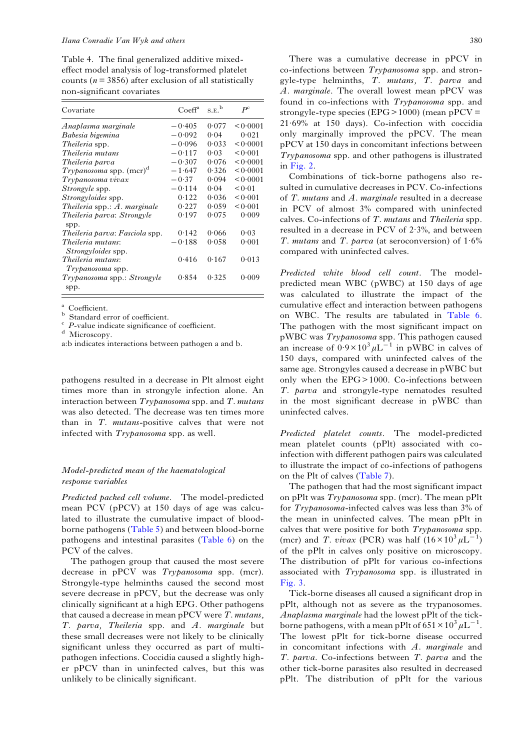Table 4. The final generalized additive mixed-effect model analysis of log-transformed platelet counts ($n = 3856$) after exclusion of all statistically non-significant covariates

| Covariate | Coeff[a] | S.E.[b] | $P$[c] |
|---|---|---|---|
| *Anaplasma marginale* | −0·405 | 0·077 | <0·0001 |
| *Babesia bigemina* | −0·092 | 0·04 | 0·021 |
| *Theileria* spp. | −0·096 | 0·033 | <0·0001 |
| *Theileria mutans* | −0·117 | 0·03 | <0·001 |
| *Theileria parva* | −0·307 | 0·076 | <0·0001 |
| *Trypanosoma* spp. (mcr)[d] | −1·647 | 0·326 | <0·0001 |
| *Trypanosoma vivax* | −0·37 | 0·094 | <0·0001 |
| *Strongyle* spp. | −0·114 | 0·04 | <0·01 |
| *Strongyloides* spp. | 0·122 | 0·036 | <0·001 |
| *Theileria* spp.: *A. marginale* | 0·227 | 0·059 | <0·001 |
| *Theileria parva*: *Strongyle* spp. | 0·197 | 0·075 | 0·009 |
| *Theileria parva*: *Fasciola* spp. | 0·142 | 0·066 | 0·03 |
| *Theileria mutans*: *Strongyloides* spp. | −0·188 | 0·058 | 0·001 |
| *Theileria mutans*: *Trypanosoma* spp. | 0·416 | 0·167 | 0·013 |
| *Trypanosoma* spp.: *Strongyle* spp. | 0·854 | 0·325 | 0·009 |

[a] Coefficient.
[b] Standard error of coefficient.
[c] *P*-value indicate significance of coefficient.
[d] Microscopy.
a:b indicates interactions between pathogen a and b.

pathogens resulted in a decrease in Plt almost eight times more than in strongyle infection alone. An interaction between *Trypanosoma* spp. and *T. mutans* was also detected. The decrease was ten times more than in *T. mutans*-positive calves that were not infected with *Trypanosoma* spp. as well.

### Model-predicted mean of the haematological response variables

*Predicted packed cell volume.* The model-predicted mean PCV (pPCV) at 150 days of age was calculated to illustrate the cumulative impact of blood-borne pathogens (Table 5) and between blood-borne pathogens and intestinal parasites (Table 6) on the PCV of the calves.

The pathogen group that caused the most severe decrease in pPCV was *Trypanosoma* spp. (mcr). Strongyle-type helminths caused the second most severe decrease in pPCV, but the decrease was only clinically significant at a high EPG. Other pathogens that caused a decrease in mean pPCV were *T. mutans, T. parva, Theileria* spp. and *A. marginale* but these small decreases were not likely to be clinically significant unless they occurred as part of multi-pathogen infections. Coccidia caused a slightly higher pPCV than in uninfected calves, but this was unlikely to be clinically significant.

There was a cumulative decrease in pPCV in co-infections between *Trypanosoma* spp. and strongyle-type helminths, *T. mutans, T. parva* and *A. marginale*. The overall lowest mean pPCV was found in co-infections with *Trypanosoma* spp. and strongyle-type species (EPG > 1000) (mean pPCV = 21·69% at 150 days). Co-infection with coccidia only marginally improved the pPCV. The mean pPCV at 150 days in concomitant infections between *Trypanosoma* spp. and other pathogens is illustrated in Fig. 2.

Combinations of tick-borne pathogens also resulted in cumulative decreases in PCV. Co-infections of *T. mutans* and *A. marginale* resulted in a decrease in PCV of almost 3% compared with uninfected calves. Co-infections of *T. mutans* and *Theileria* spp. resulted in a decrease in PCV of 2·3%, and between *T. mutans* and *T. parva* (at seroconversion) of 1·6% compared with uninfected calves.

*Predicted white blood cell count.* The model-predicted mean WBC (pWBC) at 150 days of age was calculated to illustrate the impact of the cumulative effect and interaction between pathogens on WBC. The results are tabulated in Table 6. The pathogen with the most significant impact on pWBC was *Trypanosoma* spp. This pathogen caused an increase of $0{\cdot}9 \times 10^3\,\mu\text{L}^{-1}$ in pWBC in calves of 150 days, compared with uninfected calves of the same age. Strongyles caused a decrease in pWBC but only when the EPG > 1000. Co-infections between *T. parva* and strongyle-type nematodes resulted in the most significant decrease in pWBC than uninfected calves.

*Predicted platelet counts.* The model-predicted mean platelet counts (pPlt) associated with co-infection with different pathogen pairs was calculated to illustrate the impact of co-infections of pathogens on the Plt of calves (Table 7).

The pathogen that had the most significant impact on pPlt was *Trypanosoma* spp. (mcr). The mean pPlt for *Trypanosoma*-infected calves was less than 3% of the mean in uninfected calves. The mean pPlt in calves that were positive for both *Trypanosoma* spp. (mcr) and *T. vivax* (PCR) was half ($16 \times 10^3\,\mu\text{L}^{-1}$) of the pPlt in calves only positive on microscopy. The distribution of pPlt for various co-infections associated with *Trypanosoma* spp. is illustrated in Fig. 3.

Tick-borne diseases all caused a significant drop in pPlt, although not as severe as the trypanosomes. *Anaplasma marginale* had the lowest pPlt of the tick-borne pathogens, with a mean pPlt of $651 \times 10^3\,\mu\text{L}^{-1}$. The lowest pPlt for tick-borne disease occurred in concomitant infections with *A. marginale* and *T. parva*. Co-infections between *T. parva* and the other tick-borne parasites also resulted in decreased pPlt. The distribution of pPlt for the various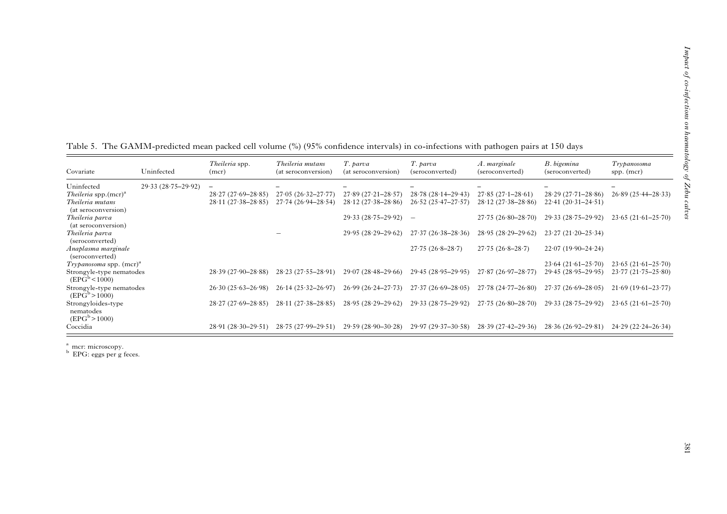Table 5. The GAMM-predicted mean packed cell volume (%) (95% confidence intervals) in co-infections with pathogen pairs at 150 days

| Covariate | Uninfected | *Theileria* spp. (mcr) | *Theileria mutans* (at seroconversion) | *T. parva* (at seroconversion) | *T. parva* (seroconverted) | *A. marginale* (seroconverted) | *B. bigemina* (seroconverted) | *Trypanosoma* spp. (mcr) |
|---|---|---|---|---|---|---|---|---|
| Uninfected | 29·33 (28·75–29·92) | – | – | – | – | – | – | – |
| *Theileria* spp.(mcr)[a] | | 28·27 (27·69–28·85) | 27·05 (26·32–27·77) | 27·89 (27·21–28·57) | 28·78 (28·14–29·43) | 27·85 (27·1–28·61) | 28·29 (27·71–28·86) | 26·89 (25·44–28·33) |
| *Theileria mutans* (at seroconversion) | | 28·11 (27·38–28·85) | 27·74 (26·94–28·54) | 28·12 (27·38–28·86) | 26·52 (25·47–27·57) | 28·12 (27·38–28·86) | 22·41 (20·31–24·51) | |
| *Theileria parva* (at seroconversion) | | | | 29·33 (28·75–29·92) | – | 27·75 (26·80–28·70) | 29·33 (28·75–29·92) | 23·65 (21·61–25·70) |
| *Theileria parva* (seroconverted) | | | – | 29·95 (28·29–29·62) | 27·37 (26·38–28·36) | 28·95 (28·29–29·62) | 23·27 (21·20–25·34) | |
| *Anaplasma marginale* (seroconverted) | | | | | 27·75 (26·8–28·7) | 27·75 (26·8–28·7) | 22·07 (19·90–24·24) | |
| *Trypanosoma* spp. (mcr)[a] | | | | | | | 23·64 (21·61–25·70) | 23·65 (21·61–25·70) |
| Strongyle-type nematodes (EPG[b] < 1000) | | 28·39 (27·90–28·88) | 28·23 (27·55–28·91) | 29·07 (28·48–29·66) | 29·45 (28·95–29·95) | 27·87 (26·97–28·77) | 29·45 (28·95–29·95) | 23·77 (21·75–25·80) |
| Strongyle-type nematodes (EPG[b] > 1000) | | 26·30 (25·63–26·98) | 26·14 (25·32–26·97) | 26·99 (26·24–27·73) | 27·37 (26·69–28·05) | 27·78 (24·77–26·80) | 27·37 (26·69–28·05) | 21·69 (19·61–23·77) |
| Strongyloides-type nematodes (EPG[b] > 1000) | | 28·27 (27·69–28·85) | 28·11 (27·38–28·85) | 28·95 (28·29–29·62) | 29·33 (28·75–29·92) | 27·75 (26·80–28·70) | 29·33 (28·75–29·92) | 23·65 (21·61–25·70) |
| Coccidia | | 28·91 (28·30–29·51) | 28·75 (27·99–29·51) | 29·59 (28·90–30·28) | 29·97 (29·37–30·58) | 28·39 (27·42–29·36) | 28·36 (26·92–29·81) | 24·29 (22·24–26·34) |

[a] mcr: microscopy.
[b] EPG: eggs per g feces.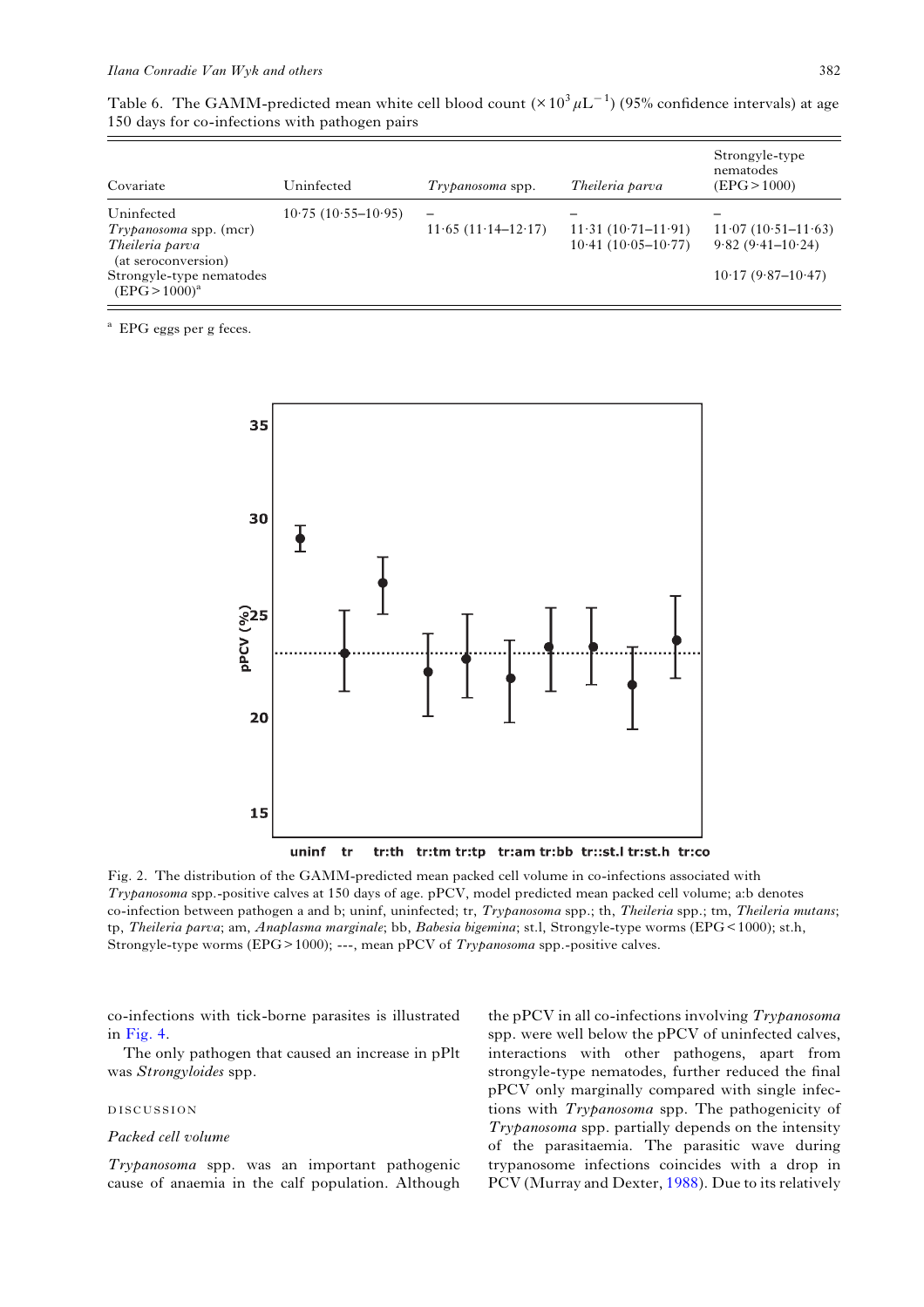Table 6. The GAMM-predicted mean white cell blood count ($\times 10^3 \mu L^{-1}$) (95% confidence intervals) at age 150 days for co-infections with pathogen pairs

| Covariate | Uninfected | *Trypanosoma* spp. | *Theileria parva* | Strongyle-type nematodes (EPG > 1000) |
|---|---|---|---|---|
| Uninfected | 10·75 (10·55–10·95) | – | – | – |
| *Trypanosoma* spp. (mcr) | | 11·65 (11·14–12·17) | 11·31 (10·71–11·91) | 11·07 (10·51–11·63) |
| *Theileria parva* (at seroconversion) | | | 10·41 (10·05–10·77) | 9·82 (9·41–10·24) |
| Strongyle-type nematodes (EPG > 1000)[a] | | | | 10·17 (9·87–10·47) |

[a] EPG eggs per g feces.

Fig. 2. The distribution of the GAMM-predicted mean packed cell volume in co-infections associated with *Trypanosoma* spp.-positive calves at 150 days of age. pPCV, model predicted mean packed cell volume; a:b denotes co-infection between pathogen a and b; uninf, uninfected; tr, *Trypanosoma* spp.; th, *Theileria* spp.; tm, *Theileria mutans*; tp, *Theileria parva*; am, *Anaplasma marginale*; bb, *Babesia bigemina*; st.l, Strongyle-type worms (EPG < 1000); st.h, Strongyle-type worms (EPG > 1000); ---, mean pPCV of *Trypanosoma* spp.-positive calves.

co-infections with tick-borne parasites is illustrated in Fig. 4.

The only pathogen that caused an increase in pPlt was *Strongyloides* spp.

## DISCUSSION

### *Packed cell volume*

*Trypanosoma* spp. was an important pathogenic cause of anaemia in the calf population. Although the pPCV in all co-infections involving *Trypanosoma* spp. were well below the pPCV of uninfected calves, interactions with other pathogens, apart from strongyle-type nematodes, further reduced the final pPCV only marginally compared with single infections with *Trypanosoma* spp. The pathogenicity of *Trypanosoma* spp. partially depends on the intensity of the parasitaemia. The parasitic wave during trypanosome infections coincides with a drop in PCV (Murray and Dexter, 1988). Due to its relatively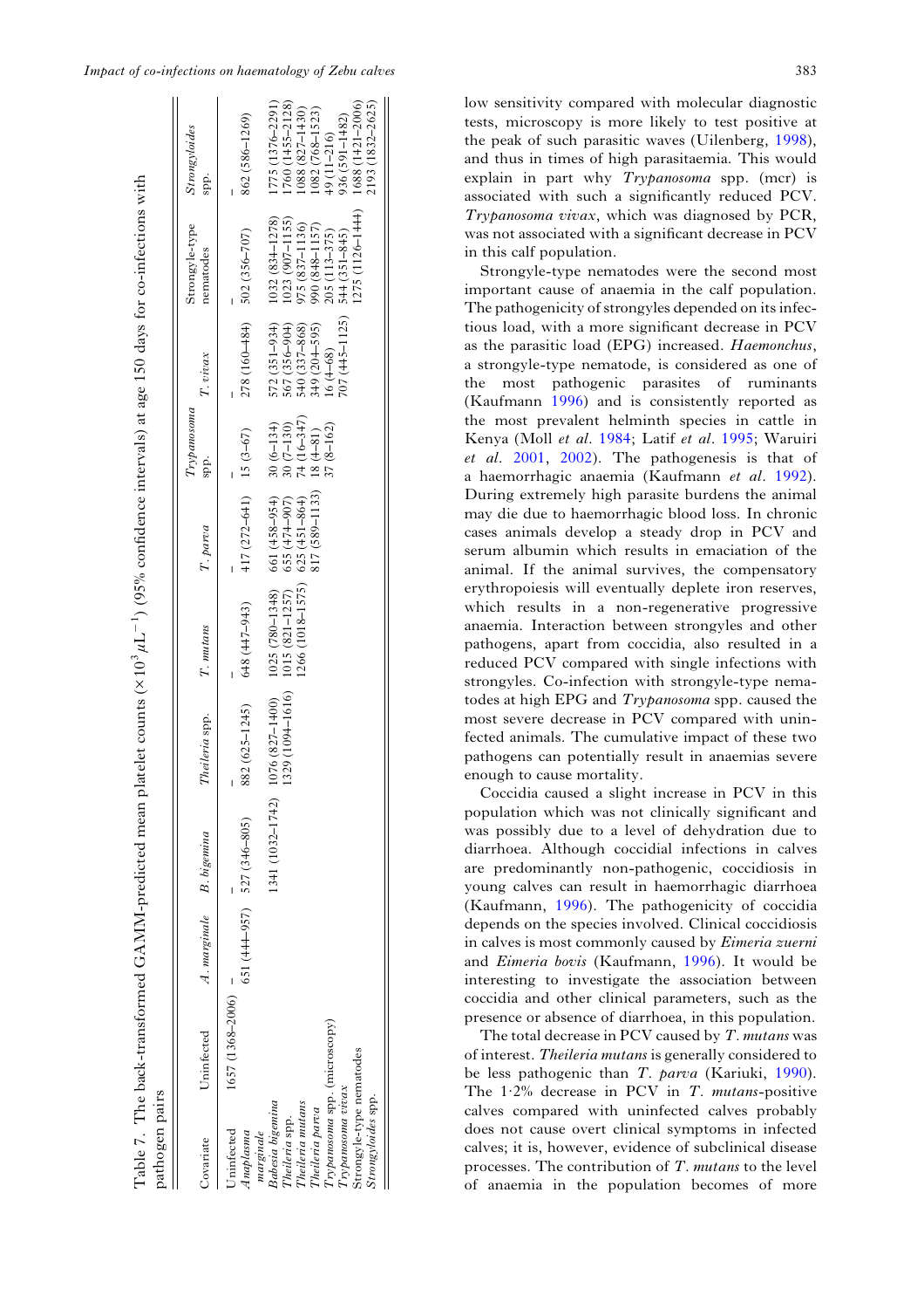Table 7. The back-transformed GAMM-predicted mean platelet counts ($\times 10^3\,\mu L^{-1}$) (95% confidence intervals) at age 150 days for co-infections with pathogen pairs

| Covariate | Uninfected | *A. marginale* | *B. bigemina* | *Theileria* spp. | *T. mutans* | *T. parva* | *Trypanosoma* spp. | *T. vivax* | Strongyle-type nematodes | *Strongyloides* spp. |
|---|---|---|---|---|---|---|---|---|---|---|
| Uninfected | 1657 (1368–2006) | – | – | – | – | – | – | – | – | – |
| *Anaplasma marginale* | | 651 (444–957) | 527 (346–805) | 882 (625–1245) | 648 (447–943) | 417 (272–641) | 15 (3–67) | 278 (160–484) | 502 (356–707) | 862 (586–1269) |
| *Babesia bigemina* | | | 1341 (1032–1742) | 1076 (827–1400) | 1025 (780–1348) | 661 (458–954) | 30 (6–134) | 572 (351–934) | 1032 (834–1278) | 1775 (1376–2291) |
| *Theileria* spp. | | | | 1329 (1094–1616) | 1015 (821–1257) | 655 (474–907) | 30 (7–130) | 567 (356–904) | 1023 (907–1155) | 1760 (1455–2128) |
| *Theileria mutans* | | | | | 1266 (1018–1575) | 625 (451–864) | 74 (16–347) | 540 (337–868) | 975 (837–1136) | 1088 (827–1430) |
| *Theileria parva* | | | | | | 817 (589–1133) | 18 (4–81) | 349 (204–595) | 990 (848–1157) | 1082 (768–1523) |
| *Trypanosoma* spp. (microscopy) | | | | | | | 37 (8–162) | 16 (4–68) | 205 (113–375) | 49 (11–216) |
| *Trypanosoma vivax* | | | | | | | | 707 (445–1125) | 544 (351–845) | 936 (591–1482) |
| Strongyle-type nematodes | | | | | | | | | 1275 (1126–1444) | 1688 (1421–2006) |
| *Strongyloides* spp. | | | | | | | | | | 2193 (1832–2625) |

low sensitivity compared with molecular diagnostic tests, microscopy is more likely to test positive at the peak of such parasitic waves (Uilenberg, 1998), and thus in times of high parasitaemia. This would explain in part why *Trypanosoma* spp. (mcr) is associated with such a significantly reduced PCV. *Trypanosoma vivax*, which was diagnosed by PCR, was not associated with a significant decrease in PCV in this calf population.

Strongyle-type nematodes were the second most important cause of anaemia in the calf population. The pathogenicity of strongyles depended on its infectious load, with a more significant decrease in PCV as the parasitic load (EPG) increased. *Haemonchus*, a strongyle-type nematode, is considered as one of the most pathogenic parasites of ruminants (Kaufmann 1996) and is consistently reported as the most prevalent helminth species in cattle in Kenya (Moll *et al*. 1984; Latif *et al*. 1995; Waruiri *et al*. 2001, 2002). The pathogenesis is that of a haemorrhagic anaemia (Kaufmann *et al*. 1992). During extremely high parasite burdens the animal may die due to haemorrhagic blood loss. In chronic cases animals develop a steady drop in PCV and serum albumin which results in emaciation of the animal. If the animal survives, the compensatory erythropoiesis will eventually deplete iron reserves, which results in a non-regenerative progressive anaemia. Interaction between strongyles and other pathogens, apart from coccidia, also resulted in a reduced PCV compared with single infections with strongyles. Co-infection with strongyle-type nematodes at high EPG and *Trypanosoma* spp. caused the most severe decrease in PCV compared with uninfected animals. The cumulative impact of these two pathogens can potentially result in anaemias severe enough to cause mortality.

Coccidia caused a slight increase in PCV in this population which was not clinically significant and was possibly due to a level of dehydration due to diarrhoea. Although coccidial infections in calves are predominantly non-pathogenic, coccidiosis in young calves can result in haemorrhagic diarrhoea (Kaufmann, 1996). The pathogenicity of coccidia depends on the species involved. Clinical coccidiosis in calves is most commonly caused by *Eimeria zuerni* and *Eimeria bovis* (Kaufmann, 1996). It would be interesting to investigate the association between coccidia and other clinical parameters, such as the presence or absence of diarrhoea, in this population.

The total decrease in PCV caused by *T. mutans* was of interest. *Theileria mutans* is generally considered to be less pathogenic than *T. parva* (Kariuki, 1990). The 1·2% decrease in PCV in *T. mutans*-positive calves compared with uninfected calves probably does not cause overt clinical symptoms in infected calves; it is, however, evidence of subclinical disease processes. The contribution of *T. mutans* to the level of anaemia in the population becomes of more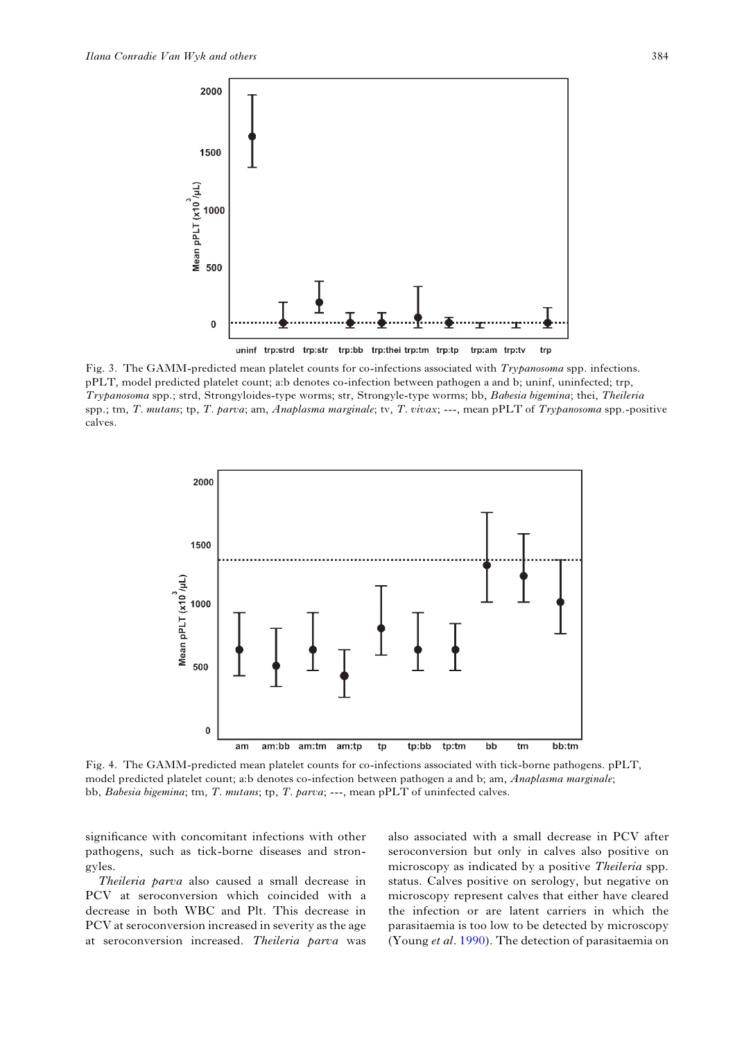Fig. 3. The GAMM-predicted mean platelet counts for co-infections associated with *Trypanosoma* spp. infections. pPLT, model predicted platelet count; a:b denotes co-infection between pathogen a and b; uninf, uninfected; trp, *Trypanosoma* spp.; strd, Strongyloides-type worms; str, Strongyle-type worms; bb, *Babesia bigemina*; thei, *Theileria* spp.; tm, *T. mutans*; tp, *T. parva*; am, *Anaplasma marginale*; tv, *T. vivax*; ---, mean pPLT of *Trypanosoma* spp.-positive calves.

Fig. 4. The GAMM-predicted mean platelet counts for co-infections associated with tick-borne pathogens. pPLT, model predicted platelet count; a:b denotes co-infection between pathogen a and b; am, *Anaplasma marginale*; bb, *Babesia bigemina*; tm, *T. mutans*; tp, *T. parva*; ---, mean pPLT of uninfected calves.

significance with concomitant infections with other pathogens, such as tick-borne diseases and strongyles.

*Theileria parva* also caused a small decrease in PCV at seroconversion which coincided with a decrease in both WBC and Plt. This decrease in PCV at seroconversion increased in severity as the age at seroconversion increased. *Theileria parva* was also associated with a small decrease in PCV after seroconversion but only in calves also positive on microscopy as indicated by a positive *Theileria* spp. status. Calves positive on serology, but negative on microscopy represent calves that either have cleared the infection or are latent carriers in which the parasitaemia is too low to be detected by microscopy (Young *et al*. 1990). The detection of parasitaemia on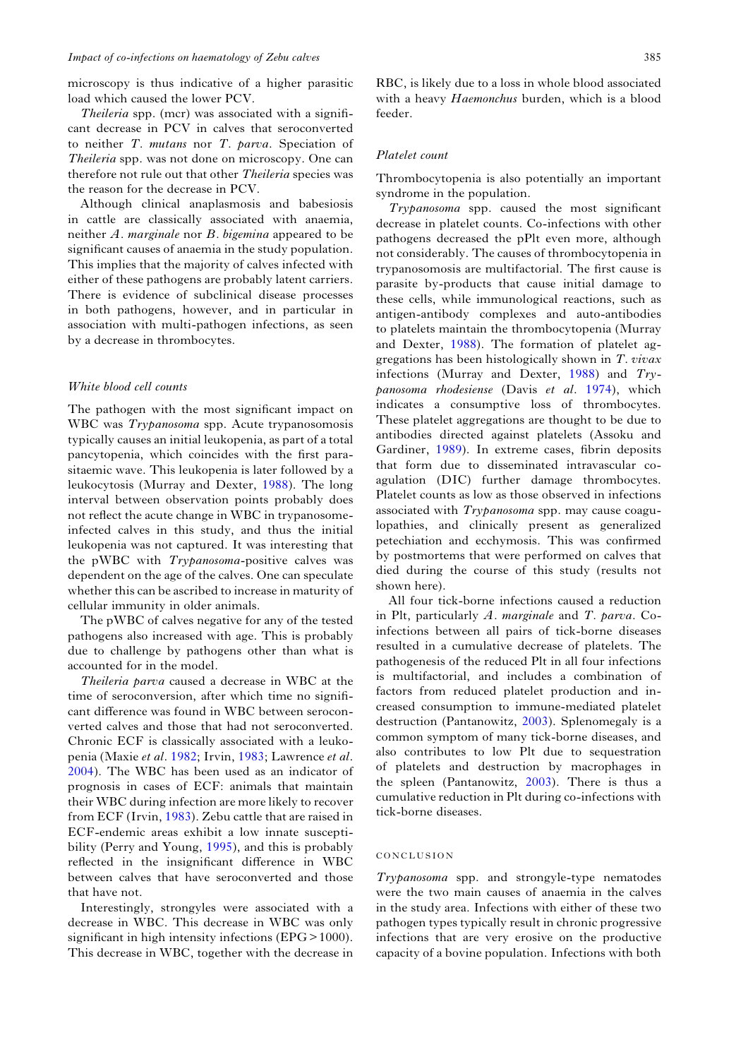microscopy is thus indicative of a higher parasitic load which caused the lower PCV.

*Theileria* spp. (mcr) was associated with a significant decrease in PCV in calves that seroconverted to neither *T. mutans* nor *T. parva*. Speciation of *Theileria* spp. was not done on microscopy. One can therefore not rule out that other *Theileria* species was the reason for the decrease in PCV.

Although clinical anaplasmosis and babesiosis in cattle are classically associated with anaemia, neither *A. marginale* nor *B. bigemina* appeared to be significant causes of anaemia in the study population. This implies that the majority of calves infected with either of these pathogens are probably latent carriers. There is evidence of subclinical disease processes in both pathogens, however, and in particular in association with multi-pathogen infections, as seen by a decrease in thrombocytes.

### *White blood cell counts*

The pathogen with the most significant impact on WBC was *Trypanosoma* spp. Acute trypanosomosis typically causes an initial leukopenia, as part of a total pancytopenia, which coincides with the first parasitaemic wave. This leukopenia is later followed by a leukocytosis (Murray and Dexter, 1988). The long interval between observation points probably does not reflect the acute change in WBC in trypanosome-infected calves in this study, and thus the initial leukopenia was not captured. It was interesting that the pWBC with *Trypanosoma*-positive calves was dependent on the age of the calves. One can speculate whether this can be ascribed to increase in maturity of cellular immunity in older animals.

The pWBC of calves negative for any of the tested pathogens also increased with age. This is probably due to challenge by pathogens other than what is accounted for in the model.

*Theileria parva* caused a decrease in WBC at the time of seroconversion, after which time no significant difference was found in WBC between seroconverted calves and those that had not seroconverted. Chronic ECF is classically associated with a leukopenia (Maxie *et al*. 1982; Irvin, 1983; Lawrence *et al*. 2004). The WBC has been used as an indicator of prognosis in cases of ECF: animals that maintain their WBC during infection are more likely to recover from ECF (Irvin, 1983). Zebu cattle that are raised in ECF-endemic areas exhibit a low innate susceptibility (Perry and Young, 1995), and this is probably reflected in the insignificant difference in WBC between calves that have seroconverted and those that have not.

Interestingly, strongyles were associated with a decrease in WBC. This decrease in WBC was only significant in high intensity infections (EPG > 1000). This decrease in WBC, together with the decrease in RBC, is likely due to a loss in whole blood associated with a heavy *Haemonchus* burden, which is a blood feeder.

### *Platelet count*

Thrombocytopenia is also potentially an important syndrome in the population.

*Trypanosoma* spp. caused the most significant decrease in platelet counts. Co-infections with other pathogens decreased the pPlt even more, although not considerably. The causes of thrombocytopenia in trypanosomosis are multifactorial. The first cause is parasite by-products that cause initial damage to these cells, while immunological reactions, such as antigen-antibody complexes and auto-antibodies to platelets maintain the thrombocytopenia (Murray and Dexter, 1988). The formation of platelet aggregations has been histologically shown in *T. vivax* infections (Murray and Dexter, 1988) and *Trypanosoma rhodesiense* (Davis *et al*. 1974), which indicates a consumptive loss of thrombocytes. These platelet aggregations are thought to be due to antibodies directed against platelets (Assoku and Gardiner, 1989). In extreme cases, fibrin deposits that form due to disseminated intravascular coagulation (DIC) further damage thrombocytes. Platelet counts as low as those observed in infections associated with *Trypanosoma* spp. may cause coagulopathies, and clinically present as generalized petechiation and ecchymosis. This was confirmed by postmortems that were performed on calves that died during the course of this study (results not shown here).

All four tick-borne infections caused a reduction in Plt, particularly *A. marginale* and *T. parva*. Co-infections between all pairs of tick-borne diseases resulted in a cumulative decrease of platelets. The pathogenesis of the reduced Plt in all four infections is multifactorial, and includes a combination of factors from reduced platelet production and increased consumption to immune-mediated platelet destruction (Pantanowitz, 2003). Splenomegaly is a common symptom of many tick-borne diseases, and also contributes to low Plt due to sequestration of platelets and destruction by macrophages in the spleen (Pantanowitz, 2003). There is thus a cumulative reduction in Plt during co-infections with tick-borne diseases.

## CONCLUSION

*Trypanosoma* spp. and strongyle-type nematodes were the two main causes of anaemia in the calves in the study area. Infections with either of these two pathogen types typically result in chronic progressive infections that are very erosive on the productive capacity of a bovine population. Infections with both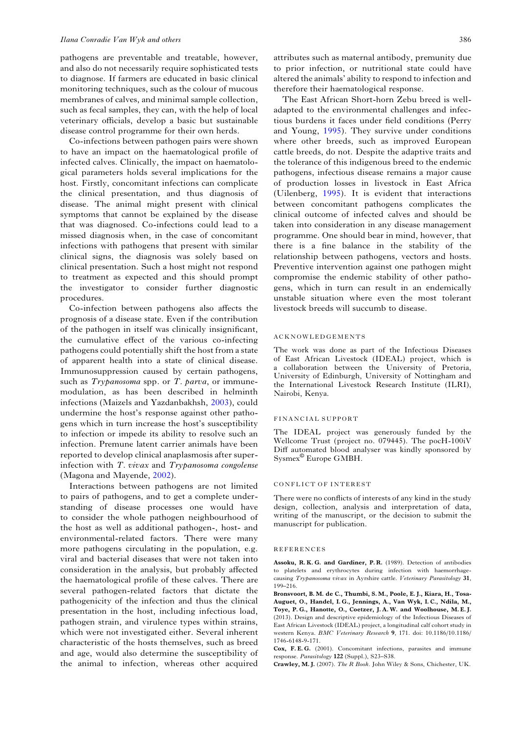pathogens are preventable and treatable, however, and also do not necessarily require sophisticated tests to diagnose. If farmers are educated in basic clinical monitoring techniques, such as the colour of mucous membranes of calves, and minimal sample collection, such as fecal samples, they can, with the help of local veterinary officials, develop a basic but sustainable disease control programme for their own herds.

Co-infections between pathogen pairs were shown to have an impact on the haematological profile of infected calves. Clinically, the impact on haematological parameters holds several implications for the host. Firstly, concomitant infections can complicate the clinical presentation, and thus diagnosis of disease. The animal might present with clinical symptoms that cannot be explained by the disease that was diagnosed. Co-infections could lead to a missed diagnosis when, in the case of concomitant infections with pathogens that present with similar clinical signs, the diagnosis was solely based on clinical presentation. Such a host might not respond to treatment as expected and this should prompt the investigator to consider further diagnostic procedures.

Co-infection between pathogens also affects the prognosis of a disease state. Even if the contribution of the pathogen in itself was clinically insignificant, the cumulative effect of the various co-infecting pathogens could potentially shift the host from a state of apparent health into a state of clinical disease. Immunosuppression caused by certain pathogens, such as *Trypanosoma* spp. or *T. parva*, or immune-modulation, as has been described in helminth infections (Maizels and Yazdanbakhsh, 2003), could undermine the host's response against other pathogens which in turn increase the host's susceptibility to infection or impede its ability to resolve such an infection. Premune latent carrier animals have been reported to develop clinical anaplasmosis after super-infection with *T. vivax* and *Trypanosoma congolense* (Magona and Mayende, 2002).

Interactions between pathogens are not limited to pairs of pathogens, and to get a complete understanding of disease processes one would have to consider the whole pathogen neighbourhood of the host as well as additional pathogen-, host- and environmental-related factors. There were many more pathogens circulating in the population, e.g. viral and bacterial diseases that were not taken into consideration in the analysis, but probably affected the haematological profile of these calves. There are several pathogen-related factors that dictate the pathogenicity of the infection and thus the clinical presentation in the host, including infectious load, pathogen strain, and virulence types within strains, which were not investigated either. Several inherent characteristic of the hosts themselves, such as breed and age, would also determine the susceptibility of the animal to infection, whereas other acquired attributes such as maternal antibody, premunity due to prior infection, or nutritional state could have altered the animals' ability to respond to infection and therefore their haematological response.

The East African Short-horn Zebu breed is well-adapted to the environmental challenges and infectious burdens it faces under field conditions (Perry and Young, 1995). They survive under conditions where other breeds, such as improved European cattle breeds, do not. Despite the adaptive traits and the tolerance of this indigenous breed to the endemic pathogens, infectious disease remains a major cause of production losses in livestock in East Africa (Uilenberg, 1995). It is evident that interactions between concomitant pathogens complicates the clinical outcome of infected calves and should be taken into consideration in any disease management programme. One should bear in mind, however, that there is a fine balance in the stability of the relationship between pathogens, vectors and hosts. Preventive intervention against one pathogen might compromise the endemic stability of other pathogens, which in turn can result in an endemically unstable situation where even the most tolerant livestock breeds will succumb to disease.

## ACKNOWLEDGEMENTS

The work was done as part of the Infectious Diseases of East African Livestock (IDEAL) project, which is a collaboration between the University of Pretoria, University of Edinburgh, University of Nottingham and the International Livestock Research Institute (ILRI), Nairobi, Kenya.

## FINANCIAL SUPPORT

The IDEAL project was generously funded by the Wellcome Trust (project no. 079445). The pocH-100iV Diff automated blood analyser was kindly sponsored by Sysmex© Europe GMBH.

## CONFLICT OF INTEREST

There were no conflicts of interests of any kind in the study design, collection, analysis and interpretation of data, writing of the manuscript, or the decision to submit the manuscript for publication.

## REFERENCES

**Assoku, R. K. G. and Gardiner, P. R.** (1989). Detection of antibodies to platelets and erythrocytes during infection with haemorrhage-causing *Trypanosoma vivax* in Ayrshire cattle. *Veterinary Parasitology* **31**, 199–216.

**Bronsvoort, B. M. de C., Thumbi, S. M., Poole, E. J., Kiara, H., Tosa-Auguet, O., Handel, I. G., Jennings, A., Van Wyk, I. C., Ndila, M., Toye, P. G., Hanotte, O., Coetzer, J. A. W. and Woolhouse, M. E. J.** (2013). Design and descriptive epidemiology of the Infectious Diseases of East African Livestock (IDEAL) project, a longitudinal calf cohort study in western Kenya. *BMC Veterinary Research* **9**, 171. doi: 10.1186/10.1186/1746-6148-9-171.

**Cox, F. E. G.** (2001). Concomitant infections, parasites and immune response. *Parasitology* **122** (Suppl.), S23–S38.

**Crawley, M. J.** (2007). *The R Book*. John Wiley & Sons, Chichester, UK.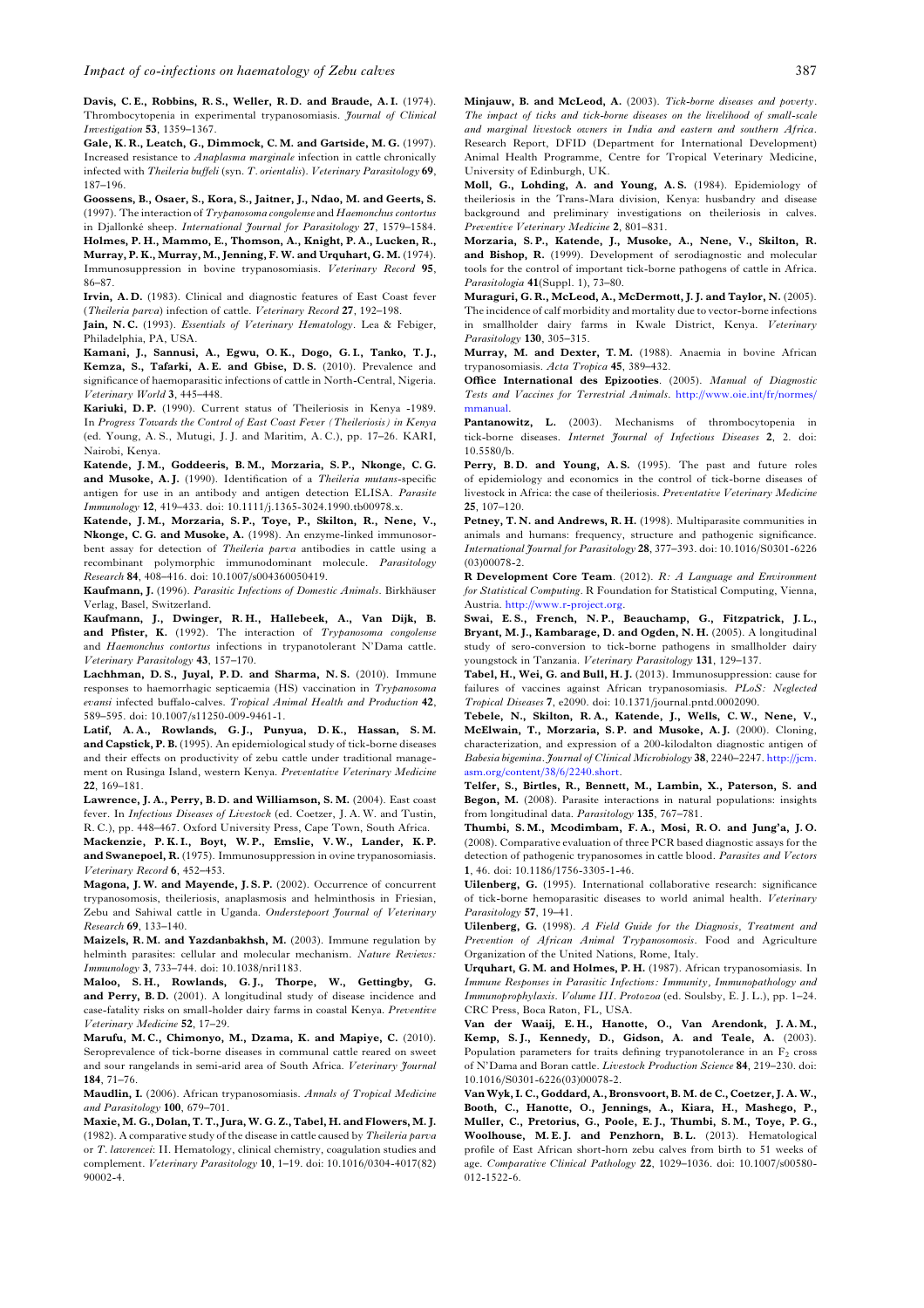**Davis, C. E., Robbins, R. S., Weller, R. D. and Braude, A. I.** (1974). Thrombocytopenia in experimental trypanosomiasis. *Journal of Clinical Investigation* **53**, 1359–1367.

**Gale, K. R., Leatch, G., Dimmock, C. M. and Gartside, M. G.** (1997). Increased resistance to *Anaplasma marginale* infection in cattle chronically infected with *Theileria buffeli* (syn. *T. orientalis*). *Veterinary Parasitology* **69**, 187–196.

**Goossens, B., Osaer, S., Kora, S., Jaitner, J., Ndao, M. and Geerts, S.** (1997). The interaction of *Trypanosoma congolense* and *Haemonchus contortus* in Djallonké sheep. *International Journal for Parasitology* **27**, 1579–1584.

**Holmes, P. H., Mammo, E., Thomson, A., Knight, P. A., Lucken, R., Murray, P. K., Murray, M., Jenning, F. W. and Urquhart, G. M.** (1974). Immunosuppression in bovine trypanosomiasis. *Veterinary Record* **95**, 86–87.

**Irvin, A. D.** (1983). Clinical and diagnostic features of East Coast fever (*Theileria parva*) infection of cattle. *Veterinary Record* **27**, 192–198.

**Jain, N. C.** (1993). *Essentials of Veterinary Hematology*. Lea & Febiger, Philadelphia, PA, USA.

**Kamani, J., Sannusi, A., Egwu, O. K., Dogo, G. I., Tanko, T. J., Kemza, S., Tafarki, A. E. and Gbise, D. S.** (2010). Prevalence and significance of haemoparasitic infections of cattle in North-Central, Nigeria. *Veterinary World* **3**, 445–448.

**Kariuki, D. P.** (1990). Current status of Theileriosis in Kenya -1989. In *Progress Towards the Control of East Coast Fever (Theileriosis) in Kenya* (ed. Young, A. S., Mutugi, J. J. and Maritim, A. C.), pp. 17–26. KARI, Nairobi, Kenya.

**Katende, J. M., Goddeeris, B. M., Morzaria, S. P., Nkonge, C. G. and Musoke, A. J.** (1990). Identification of a *Theileria mutans*-specific antigen for use in an antibody and antigen detection ELISA. *Parasite Immunology* **12**, 419–433. doi: 10.1111/j.1365-3024.1990.tb00978.x.

**Katende, J. M., Morzaria, S. P., Toye, P., Skilton, R., Nene, V., Nkonge, C. G. and Musoke, A.** (1998). An enzyme-linked immunosorbent assay for detection of *Theileria parva* antibodies in cattle using a recombinant polymorphic immunodominant molecule. *Parasitology Research* **84**, 408–416. doi: 10.1007/s004360050419.

**Kaufmann, J.** (1996). *Parasitic Infections of Domestic Animals*. Birkhäuser Verlag, Basel, Switzerland.

**Kaufmann, J., Dwinger, R. H., Hallebeek, A., Van Dijk, B. and Pfister, K.** (1992). The interaction of *Trypanosoma congolense* and *Haemonchus contortus* infections in trypanotolerant N'Dama cattle. *Veterinary Parasitology* **43**, 157–170.

**Lachhman, D. S., Juyal, P. D. and Sharma, N. S.** (2010). Immune responses to haemorrhagic septicaemia (HS) vaccination in *Trypanosoma evansi* infected buffalo-calves. *Tropical Animal Health and Production* **42**, 589–595. doi: 10.1007/s11250-009-9461-1.

**Latif, A. A., Rowlands, G. J., Punyua, D. K., Hassan, S. M. and Capstick, P. B.** (1995). An epidemiological study of tick-borne diseases and their effects on productivity of zebu cattle under traditional management on Rusinga Island, western Kenya. *Preventative Veterinary Medicine* **22**, 169–181.

**Lawrence, J. A., Perry, B. D. and Williamson, S. M.** (2004). East coast fever. In *Infectious Diseases of Livestock* (ed. Coetzer, J. A. W. and Tustin, R. C.), pp. 448–467. Oxford University Press, Cape Town, South Africa.

**Mackenzie, P. K. I., Boyt, W. P., Emslie, V. W., Lander, K. P. and Swanepoel, R.** (1975). Immunosuppression in ovine trypanosomiasis. *Veterinary Record* **6**, 452–453.

**Magona, J. W. and Mayende, J. S. P.** (2002). Occurrence of concurrent trypanosomosis, theileriosis, anaplasmosis and helminthosis in Friesian, Zebu and Sahiwal cattle in Uganda. *Onderstepoort Journal of Veterinary Research* **69**, 133–140.

**Maizels, R. M. and Yazdanbakhsh, M.** (2003). Immune regulation by helminth parasites: cellular and molecular mechanism. *Nature Reviews: Immunology* **3**, 733–744. doi: 10.1038/nri1183.

**Maloo, S. H., Rowlands, G. J., Thorpe, W., Gettingby, G. and Perry, B. D.** (2001). A longitudinal study of disease incidence and case-fatality risks on small-holder dairy farms in coastal Kenya. *Preventive Veterinary Medicine* **52**, 17–29.

**Marufu, M. C., Chimonyo, M., Dzama, K. and Mapiye, C.** (2010). Seroprevalence of tick-borne diseases in communal cattle reared on sweet and sour rangelands in semi-arid area of South Africa. *Veterinary Journal* **184**, 71–76.

**Maudlin, I.** (2006). African trypanosomiasis. *Annals of Tropical Medicine and Parasitology* **100**, 679–701.

**Maxie, M. G., Dolan, T. T., Jura, W. G. Z., Tabel, H. and Flowers, M. J.** (1982). A comparative study of the disease in cattle caused by *Theileria parva* or *T. lawrencei*: II. Hematology, clinical chemistry, coagulation studies and complement. *Veterinary Parasitology* **10**, 1–19. doi: 10.1016/0304-4017(82)90002-4.

**Minjauw, B. and McLeod, A.** (2003). *Tick-borne diseases and poverty. The impact of ticks and tick-borne diseases on the livelihood of small-scale and marginal livestock owners in India and eastern and southern Africa*. Research Report, DFID (Department for International Development) Animal Health Programme, Centre for Tropical Veterinary Medicine, University of Edinburgh, UK.

**Moll, G., Lohding, A. and Young, A. S.** (1984). Epidemiology of theileriosis in the Trans-Mara division, Kenya: husbandry and disease background and preliminary investigations on theileriosis in calves. *Preventive Veterinary Medicine* **2**, 801–831.

**Morzaria, S. P., Katende, J., Musoke, A., Nene, V., Skilton, R. and Bishop, R.** (1999). Development of serodiagnostic and molecular tools for the control of important tick-borne pathogens of cattle in Africa. *Parasitologia* **41**(Suppl. 1), 73–80.

**Muraguri, G. R., McLeod, A., McDermott, J. J. and Taylor, N.** (2005). The incidence of calf morbidity and mortality due to vector-borne infections in smallholder dairy farms in Kwale District, Kenya. *Veterinary Parasitology* **130**, 305–315.

**Murray, M. and Dexter, T. M.** (1988). Anaemia in bovine African trypanosomiasis. *Acta Tropica* **45**, 389–432.

**Office International des Epizooties**. (2005). *Manual of Diagnostic Tests and Vaccines for Terrestrial Animals*. http://www.oie.int/fr/normes/mmanual.

**Pantanowitz, L.** (2003). Mechanisms of thrombocytopenia in tick-borne diseases. *Internet Journal of Infectious Diseases* **2**, 2. doi: 10.5580/b.

**Perry, B. D. and Young, A. S.** (1995). The past and future roles of epidemiology and economics in the control of tick-borne diseases of livestock in Africa: the case of theileriosis. *Preventative Veterinary Medicine* **25**, 107–120.

**Petney, T. N. and Andrews, R. H.** (1998). Multiparasite communities in animals and humans: frequency, structure and pathogenic significance. *International Journal for Parasitology* **28**, 377–393. doi: 10.1016/S0301-6226(03)00078-2.

**R Development Core Team**. (2012). *R: A Language and Environment for Statistical Computing*. R Foundation for Statistical Computing, Vienna, Austria. http://www.r-project.org.

**Swai, E. S., French, N. P., Beauchamp, G., Fitzpatrick, J. L., Bryant, M. J., Kambarage, D. and Ogden, N. H.** (2005). A longitudinal study of sero-conversion to tick-borne pathogens in smallholder dairy youngstock in Tanzania. *Veterinary Parasitology* **131**, 129–137.

**Tabel, H., Wei, G. and Bull, H. J.** (2013). Immunosuppression: cause for failures of vaccines against African trypanosomiasis. *PLoS: Neglected Tropical Diseases* **7**, e2090. doi: 10.1371/journal.pntd.0002090.

**Tebele, N., Skilton, R. A., Katende, J., Wells, C. W., Nene, V., McElwain, T., Morzaria, S. P. and Musoke, A. J.** (2000). Cloning, characterization, and expression of a 200-kilodalton diagnostic antigen of *Babesia bigemina*. *Journal of Clinical Microbiology* **38**, 2240–2247. http://jcm.asm.org/content/38/6/2240.short.

**Telfer, S., Birtles, R., Bennett, M., Lambin, X., Paterson, S. and Begon, M.** (2008). Parasite interactions in natural populations: insights from longitudinal data. *Parasitology* **135**, 767–781.

**Thumbi, S. M., Mcodimbam, F. A., Mosi, R. O. and Jung'a, J. O.** (2008). Comparative evaluation of three PCR based diagnostic assays for the detection of pathogenic trypanosomes in cattle blood. *Parasites and Vectors* **1**, 46. doi: 10.1186/1756-3305-1-46.

**Uilenberg, G.** (1995). International collaborative research: significance of tick-borne hemoparasitic diseases to world animal health. *Veterinary Parasitology* **57**, 19–41.

**Uilenberg, G.** (1998). *A Field Guide for the Diagnosis, Treatment and Prevention of African Animal Trypanosomosis*. Food and Agriculture Organization of the United Nations, Rome, Italy.

**Urquhart, G. M. and Holmes, P. H.** (1987). African trypanosomiasis. In *Immune Responses in Parasitic Infections: Immunity, Immunopathology and Immunoprophylaxis. Volume III. Protozoa* (ed. Soulsby, E. J. L.), pp. 1–24. CRC Press, Boca Raton, FL, USA.

**Van der Waaij, E. H., Hanotte, O., Van Arendonk, J. A. M., Kemp, S. J., Kennedy, D., Gidson, A. and Teale, A.** (2003). Population parameters for traits defining trypanotolerance in an $F_2$ cross of N'Dama and Boran cattle. *Livestock Production Science* **84**, 219–230. doi: 10.1016/S0301-6226(03)00078-2.

**Van Wyk, I. C., Goddard, A., Bronsvoort, B. M. de C., Coetzer, J. A. W., Booth, C., Hanotte, O., Jennings, A., Kiara, H., Mashego, P., Muller, C., Pretorius, G., Poole, E. J., Thumbi, S. M., Toye, P. G., Woolhouse, M. E. J. and Penzhorn, B. L.** (2013). Hematological profile of East African short-horn zebu calves from birth to 51 weeks of age. *Comparative Clinical Pathology* **22**, 1029–1036. doi: 10.1007/s00580-012-1522-6.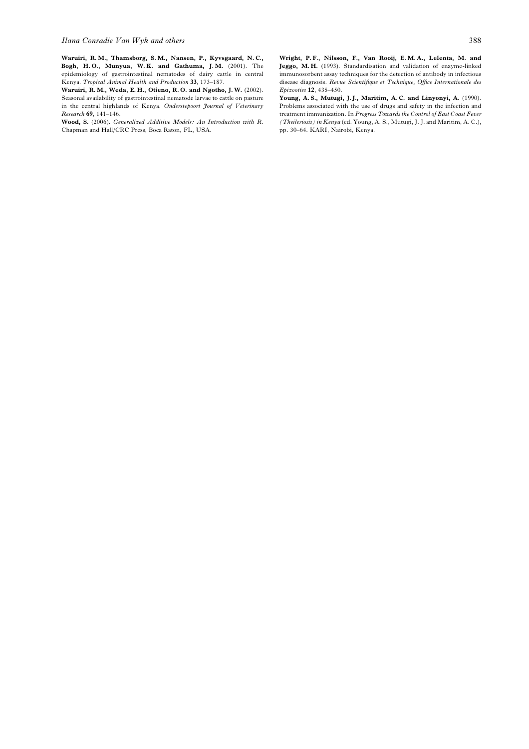**Waruiri, R. M., Thamsborg, S. M., Nansen, P., Kyvsgaard, N. C., Bogh, H. O., Munyua, W. K. and Gathuma, J. M.** (2001). The epidemiology of gastrointestinal nematodes of dairy cattle in central Kenya. *Tropical Animal Health and Production* **33**, 173–187.

**Waruiri, R. M., Weda, E. H., Otieno, R. O. and Ngotho, J. W.** (2002). Seasonal availability of gastrointestinal nematode larvae to cattle on pasture in the central highlands of Kenya. *Onderstepoort Journal of Veterinary Research* **69**, 141–146.

**Wood, S.** (2006). *Generalized Additive Models: An Introduction with R*. Chapman and Hall/CRC Press, Boca Raton, FL, USA.

**Wright, P. F., Nilsson, F., Van Rooij, E. M. A., Lelenta, M. and Jeggo, M. H.** (1993). Standardisation and validation of enzyme-linked immunosorbent assay techniques for the detection of antibody in infectious disease diagnosis. *Revue Scientifique et Technique, Office Internationale des Epizooties* **12**, 435–450.

**Young, A. S., Mutugi, J. J., Maritim, A. C. and Linyonyi, A.** (1990). Problems associated with the use of drugs and safety in the infection and treatment immunization. In *Progress Towards the Control of East Coast Fever (Theileriosis) in Kenya* (ed. Young, A. S., Mutugi, J. J. and Maritim, A. C.), pp. 30–64. KARI, Nairobi, Kenya.